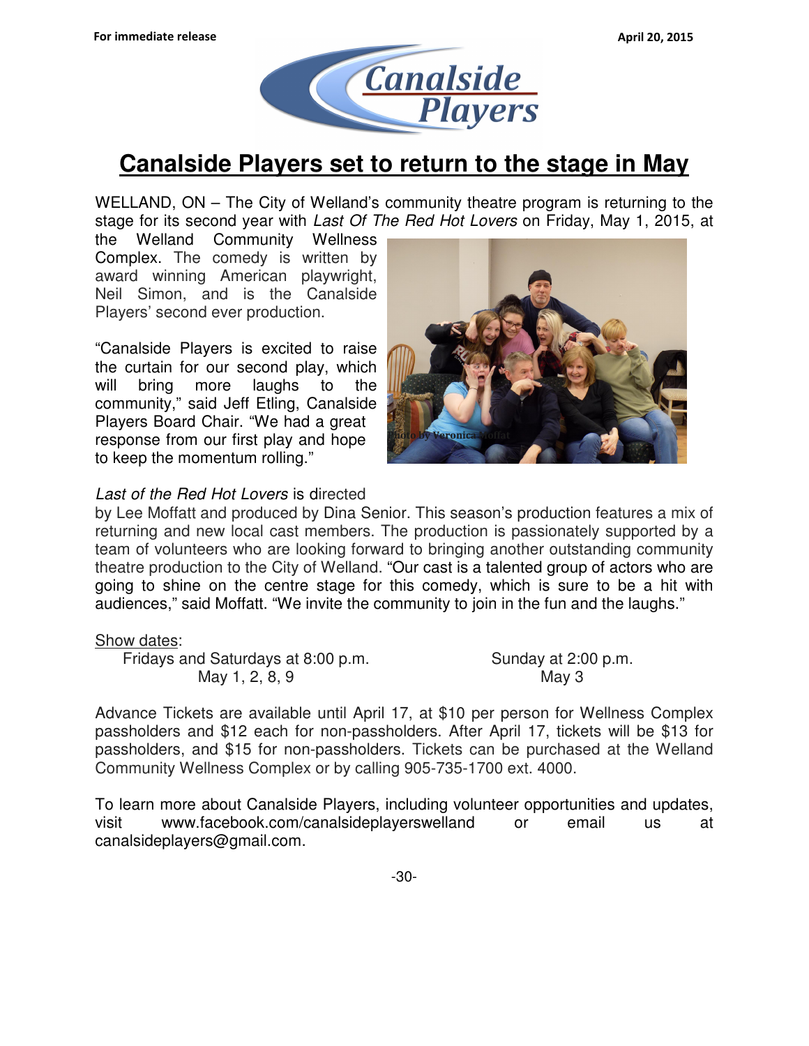For immediate release

April 20, 2015

# Canalside Players set to return to the stage in May

WELLAND, ON – The City of Welland's community theatre program is returning to the stage for its second year with *Last Of The Red Hot Lovers* on Friday, May 1, 2015, at the Welland Community Wellness Complex. The comedy is written by award winning American playwright, Neil Simon, and is the Canalside Players' second ever production.

"Canalside Players is excited to raise the curtain for our second play, which will bring more laughs to the community," said Jeff Etling, Canalside Players Board Chair. "We had a great response from our first play and hope to keep the momentum rolling."

Photo by Veronica Moffat

*Last of the Red Hot Lovers* is directed by Lee Moffatt and produced by Dina Senior. This season's production features a mix of returning and new local cast members. The production is passionately supported by a team of volunteers who are looking forward to bringing another outstanding community theatre production to the City of Welland. "Our cast is a talented group of actors who are going to shine on the centre stage for this comedy, which is sure to be a hit with audiences," said Moffatt. "We invite the community to join in the fun and the laughs."

Show dates:

Fridays and Saturdays at 8:00 p.m.
May 1, 2, 8, 9

Sunday at 2:00 p.m.
May 3

Advance Tickets are available until April 17, at $10 per person for Wellness Complex passholders and $12 each for non-passholders. After April 17, tickets will be $13 for passholders, and $15 for non-passholders. Tickets can be purchased at the Welland Community Wellness Complex or by calling 905-735-1700 ext. 4000.

To learn more about Canalside Players, including volunteer opportunities and updates, visit www.facebook.com/canalsideplayerswelland or email us at canalsideplayers@gmail.com.

-30-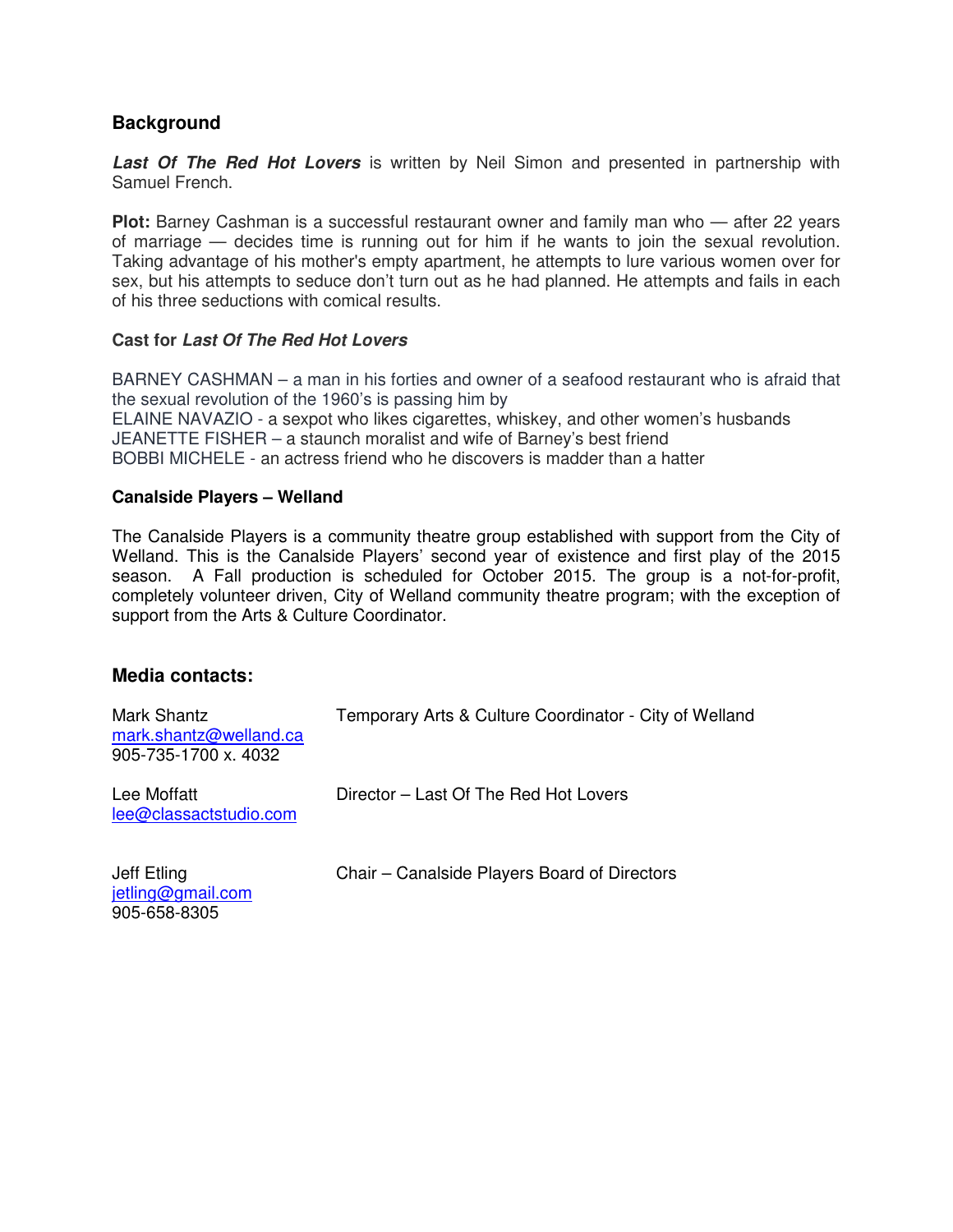## Background

***Last Of The Red Hot Lovers*** is written by Neil Simon and presented in partnership with Samuel French.

**Plot:** Barney Cashman is a successful restaurant owner and family man who — after 22 years of marriage — decides time is running out for him if he wants to join the sexual revolution. Taking advantage of his mother's empty apartment, he attempts to lure various women over for sex, but his attempts to seduce don't turn out as he had planned. He attempts and fails in each of his three seductions with comical results.

### Cast for *Last Of The Red Hot Lovers*

BARNEY CASHMAN – a man in his forties and owner of a seafood restaurant who is afraid that the sexual revolution of the 1960's is passing him by
ELAINE NAVAZIO - a sexpot who likes cigarettes, whiskey, and other women's husbands
JEANETTE FISHER – a staunch moralist and wife of Barney's best friend
BOBBI MICHELE - an actress friend who he discovers is madder than a hatter

### Canalside Players – Welland

The Canalside Players is a community theatre group established with support from the City of Welland. This is the Canalside Players' second year of existence and first play of the 2015 season. A Fall production is scheduled for October 2015. The group is a not-for-profit, completely volunteer driven, City of Welland community theatre program; with the exception of support from the Arts & Culture Coordinator.

## Media contacts:

| | |
|---|---|
| Mark Shantz<br>mark.shantz@welland.ca<br>905-735-1700 x. 4032 | Temporary Arts & Culture Coordinator - City of Welland |
| Lee Moffatt<br>lee@classactstudio.com | Director – Last Of The Red Hot Lovers |
| Jeff Etling<br>jetling@gmail.com<br>905-658-8305 | Chair – Canalside Players Board of Directors |